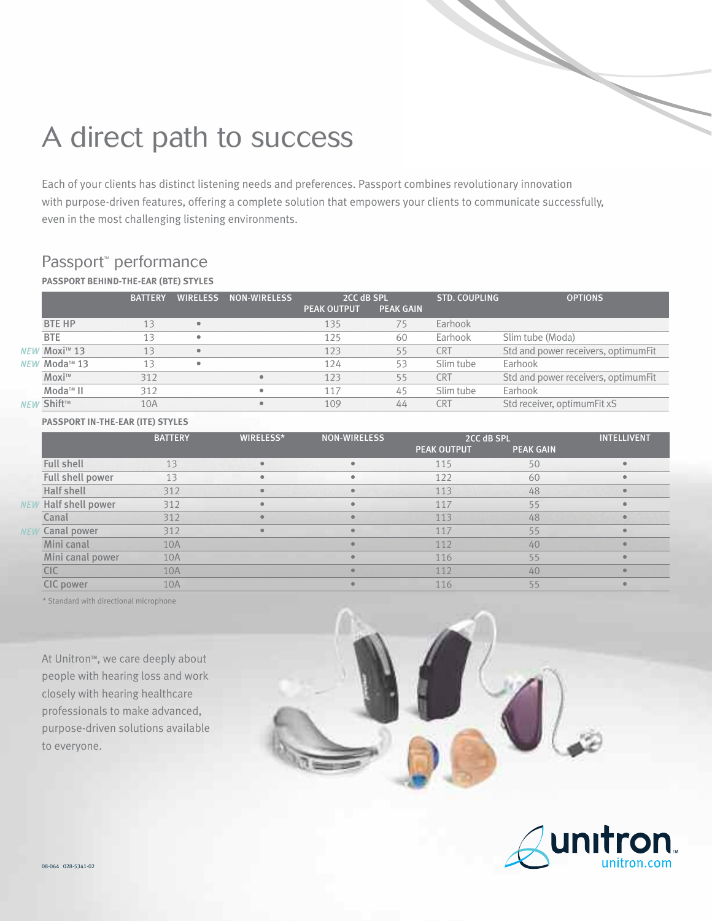# A direct path to success

Each of your clients has distinct listening needs and preferences. Passport combines revolutionary innovation with purpose-driven features, offering a complete solution that empowers your clients to communicate successfully, even in the most challenging listening environments.

## Passport™ performance

### PASSPORT BEHIND-THE-EAR (BTE) STYLES

| | BATTERY | WIRELESS | NON-WIRELESS | 2CC dB SPL PEAK OUTPUT | PEAK GAIN | STD. COUPLING | OPTIONS |
|---|---|---|---|---|---|---|---|
| BTE HP | 13 | • | | 135 | 75 | Earhook | |
| BTE | 13 | • | | 125 | 60 | Earhook | Slim tube (Moda) |
| *NEW* Moxi™ 13 | 13 | • | | 123 | 55 | CRT | Std and power receivers, optimumFit |
| *NEW* Moda™ 13 | 13 | • | | 124 | 53 | Slim tube | Earhook |
| Moxi™ | 312 | | • | 123 | 55 | CRT | Std and power receivers, optimumFit |
| Moda™ II | 312 | | • | 117 | 45 | Slim tube | Earhook |
| *NEW* Shift™ | 10A | | • | 109 | 44 | CRT | Std receiver, optimumFit xS |

### PASSPORT IN-THE-EAR (ITE) STYLES

| | BATTERY | WIRELESS* | NON-WIRELESS | 2CC dB SPL PEAK OUTPUT | PEAK GAIN | INTELLIVENT |
|---|---|---|---|---|---|---|
| Full shell | 13 | • | • | 115 | 50 | • |
| Full shell power | 13 | • | • | 122 | 60 | • |
| Half shell | 312 | • | • | 113 | 48 | • |
| *NEW* Half shell power | 312 | • | • | 117 | 55 | • |
| Canal | 312 | • | • | 113 | 48 | • |
| *NEW* Canal power | 312 | • | • | 117 | 55 | • |
| Mini canal | 10A | | • | 112 | 40 | • |
| Mini canal power | 10A | | • | 116 | 55 | • |
| CIC | 10A | | • | 112 | 40 | • |
| CIC power | 10A | | • | 116 | 55 | • |

* Standard with directional microphone

At Unitron™, we care deeply about people with hearing loss and work closely with hearing healthcare professionals to make advanced, purpose-driven solutions available to everyone.

unitron
unitron.com

08-064 028-5341-02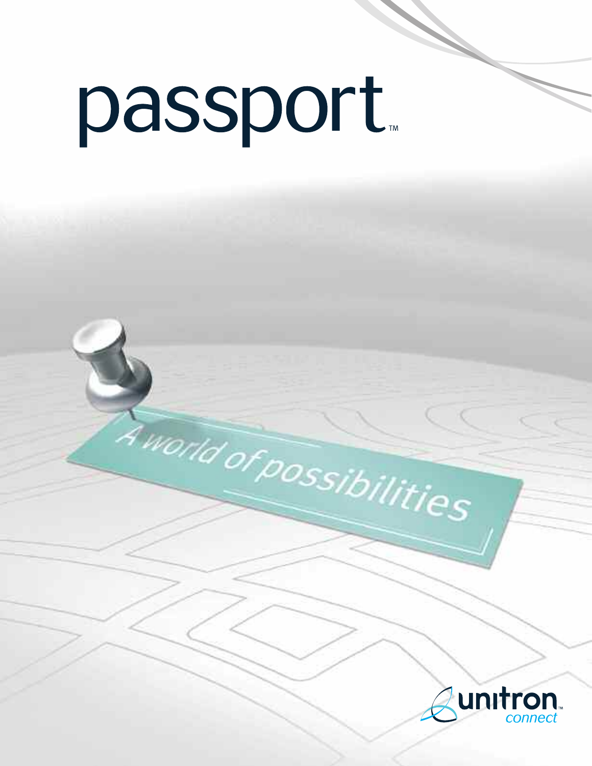# passport™

A world of possibilities

unitron™ connect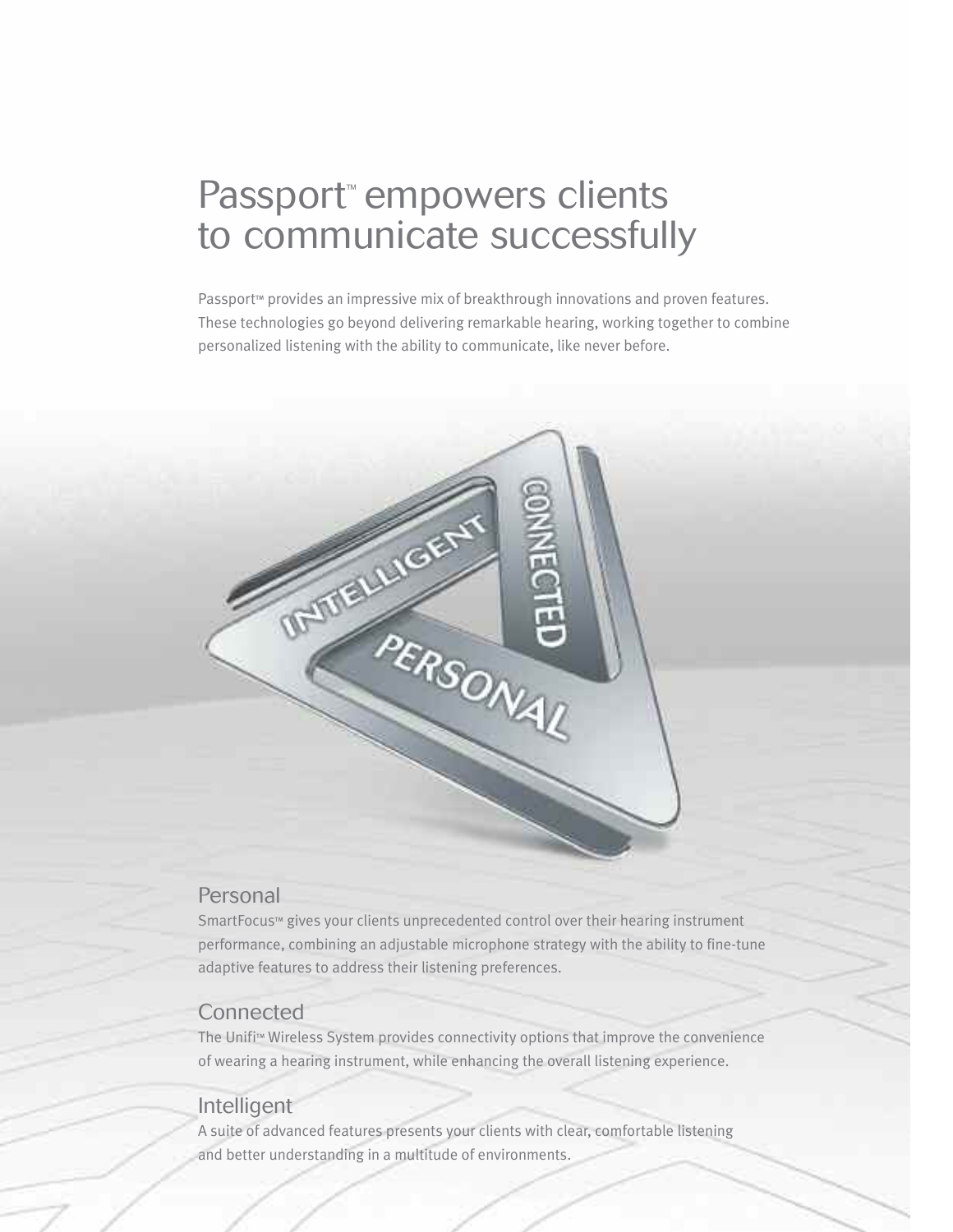# Passport™ empowers clients to communicate successfully

Passport™ provides an impressive mix of breakthrough innovations and proven features. These technologies go beyond delivering remarkable hearing, working together to combine personalized listening with the ability to communicate, like never before.

## Personal

SmartFocus™ gives your clients unprecedented control over their hearing instrument performance, combining an adjustable microphone strategy with the ability to fine-tune adaptive features to address their listening preferences.

## Connected

The Unifi™ Wireless System provides connectivity options that improve the convenience of wearing a hearing instrument, while enhancing the overall listening experience.

## Intelligent

A suite of advanced features presents your clients with clear, comfortable listening and better understanding in a multitude of environments.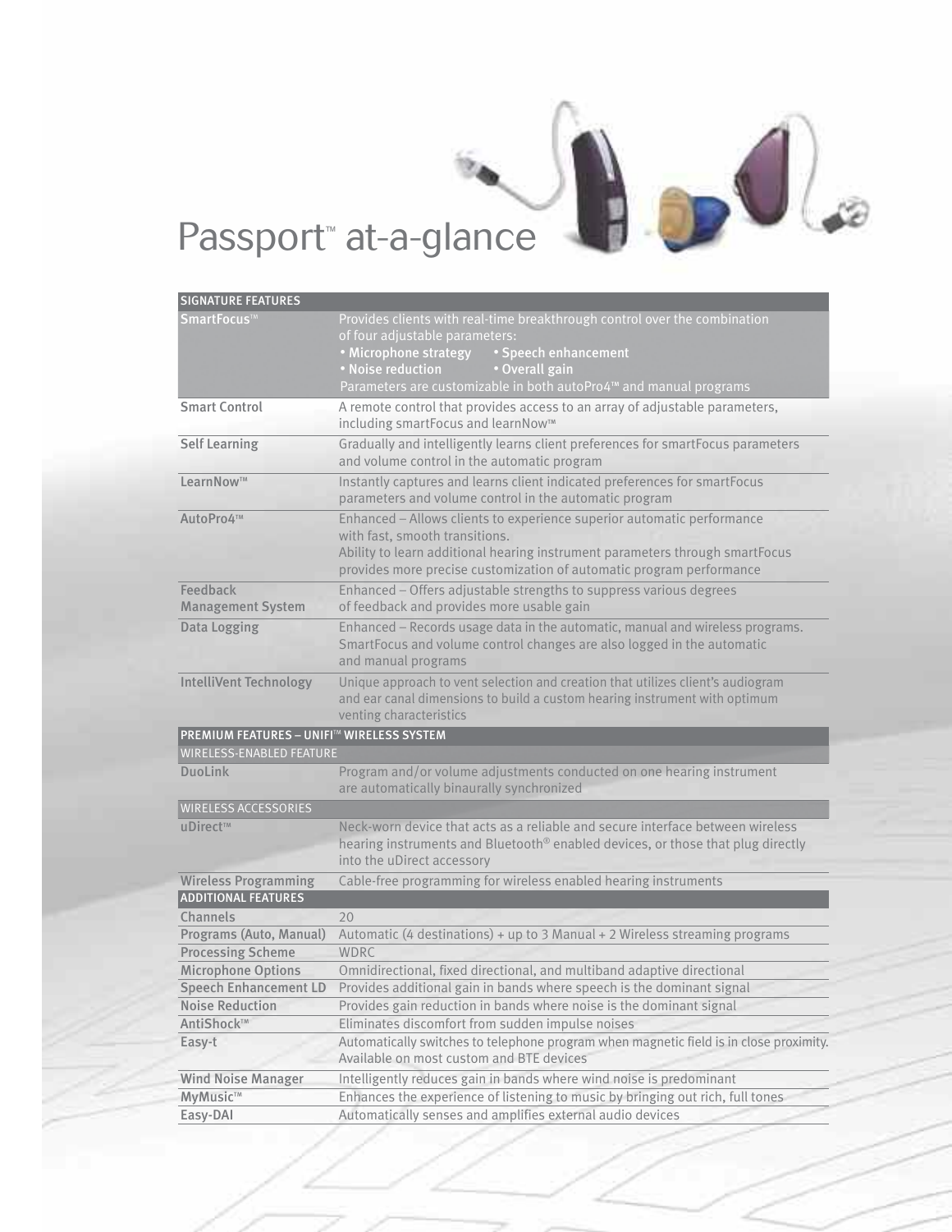# Passport™ at-a-glance

| SIGNATURE FEATURES | |
|---|---|
| SmartFocus™ | Provides clients with real-time breakthrough control over the combination of four adjustable parameters:<br>• Microphone strategy • Speech enhancement<br>• Noise reduction • Overall gain<br>Parameters are customizable in both autoPro4™ and manual programs |
| Smart Control | A remote control that provides access to an array of adjustable parameters, including smartFocus and learnNow™ |
| Self Learning | Gradually and intelligently learns client preferences for smartFocus parameters and volume control in the automatic program |
| LearnNow™ | Instantly captures and learns client indicated preferences for smartFocus parameters and volume control in the automatic program |
| AutoPro4™ | Enhanced – Allows clients to experience superior automatic performance with fast, smooth transitions.<br>Ability to learn additional hearing instrument parameters through smartFocus provides more precise customization of automatic program performance |
| Feedback Management System | Enhanced – Offers adjustable strengths to suppress various degrees of feedback and provides more usable gain |
| Data Logging | Enhanced – Records usage data in the automatic, manual and wireless programs. SmartFocus and volume control changes are also logged in the automatic and manual programs |
| IntelliVent Technology | Unique approach to vent selection and creation that utilizes client's audiogram and ear canal dimensions to build a custom hearing instrument with optimum venting characteristics |
| **PREMIUM FEATURES – UNIFI™ WIRELESS SYSTEM** | |
| WIRELESS-ENABLED FEATURE | |
| DuoLink | Program and/or volume adjustments conducted on one hearing instrument are automatically binaurally synchronized |
| WIRELESS ACCESSORIES | |
| uDirect™ | Neck-worn device that acts as a reliable and secure interface between wireless hearing instruments and Bluetooth® enabled devices, or those that plug directly into the uDirect accessory |
| Wireless Programming | Cable-free programming for wireless enabled hearing instruments |
| **ADDITIONAL FEATURES** | |
| Channels | 20 |
| Programs (Auto, Manual) | Automatic (4 destinations) + up to 3 Manual + 2 Wireless streaming programs |
| Processing Scheme | WDRC |
| Microphone Options | Omnidirectional, fixed directional, and multiband adaptive directional |
| Speech Enhancement LD | Provides additional gain in bands where speech is the dominant signal |
| Noise Reduction | Provides gain reduction in bands where noise is the dominant signal |
| AntiShock™ | Eliminates discomfort from sudden impulse noises |
| Easy-t | Automatically switches to telephone program when magnetic field is in close proximity. Available on most custom and BTE devices |
| Wind Noise Manager | Intelligently reduces gain in bands where wind noise is predominant |
| MyMusic™ | Enhances the experience of listening to music by bringing out rich, full tones |
| Easy-DAI | Automatically senses and amplifies external audio devices |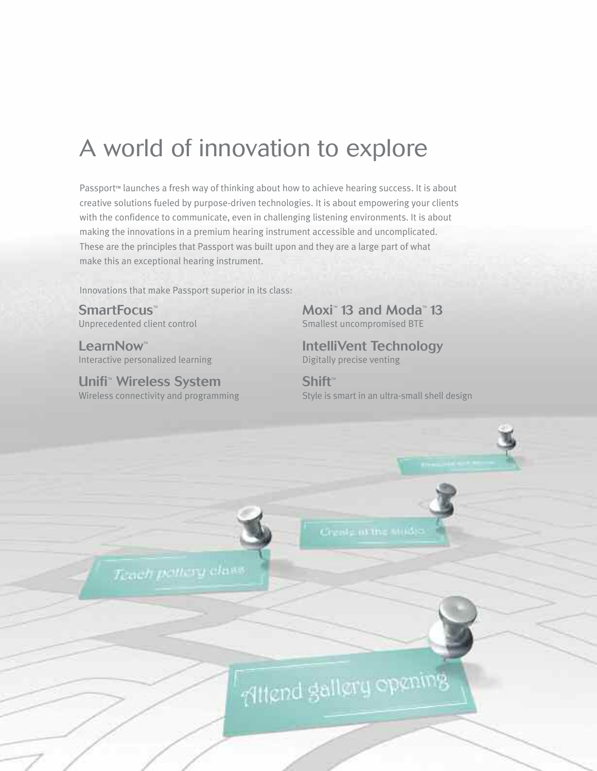# A world of innovation to explore

Passport™ launches a fresh way of thinking about how to achieve hearing success. It is about creative solutions fueled by purpose-driven technologies. It is about empowering your clients with the confidence to communicate, even in challenging listening environments. It is about making the innovations in a premium hearing instrument accessible and uncomplicated. These are the principles that Passport was built upon and they are a large part of what make this an exceptional hearing instrument.

Innovations that make Passport superior in its class:

**SmartFocus™**
Unprecedented client control

**LearnNow™**
Interactive personalized learning

**Unifi™ Wireless System**
Wireless connectivity and programming

**Moxi™ 13 and Moda™ 13**
Smallest uncompromised BTE

**IntelliVent Technology**
Digitally precise venting

**Shift™**
Style is smart in an ultra-small shell design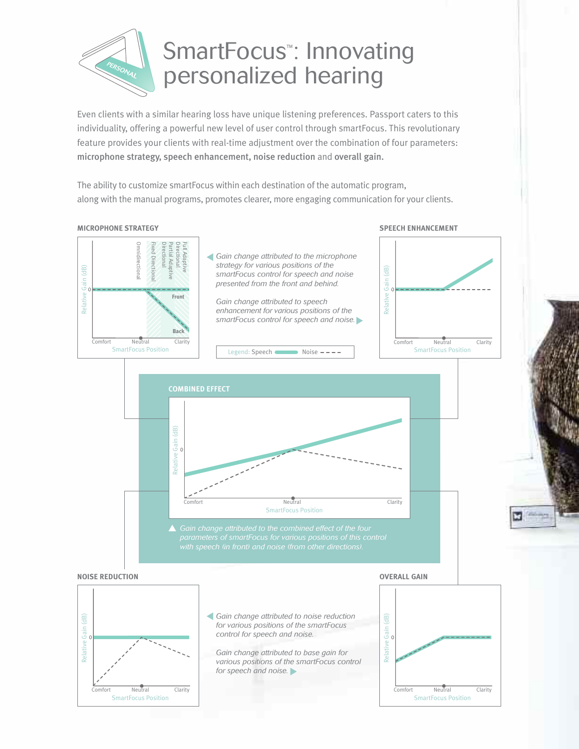# SmartFocus™: Innovating personalized hearing

Even clients with a similar hearing loss have unique listening preferences. Passport caters to this individuality, offering a powerful new level of user control through smartFocus. This revolutionary feature provides your clients with real-time adjustment over the combination of four parameters: **microphone strategy, speech enhancement, noise reduction** and **overall gain.**

The ability to customize smartFocus within each destination of the automatic program, along with the manual programs, promotes clearer, more engaging communication for your clients.

**MICROPHONE STRATEGY**

Omnidirectional, Fixed Directional, Partial Adaptive Directional, Full Adaptive Directional

Front, Back

Relative Gain (dB), 0

Comfort, Neutral, Clarity

SmartFocus Position

*Gain change attributed to the microphone strategy for various positions of the smartFocus control for speech and noise presented from the front and behind.*

*Gain change attributed to speech enhancement for various positions of the smartFocus control for speech and noise.*

Legend: Speech —— Noise - - - -

**SPEECH ENHANCEMENT**

Relative Gain (dB), 0

Comfort, Neutral, Clarity

SmartFocus Position

**COMBINED EFFECT**

Relative Gain (dB), 0

Comfort, Neutral, Clarity

SmartFocus Position

*Gain change attributed to the combined effect of the four parameters of smartFocus for various positions of this control with speech (in front) and noise (from other directions).*

**NOISE REDUCTION**

Relative Gain (dB), 0

Comfort, Neutral, Clarity

SmartFocus Position

*Gain change attributed to noise reduction for various positions of the smartFocus control for speech and noise.*

*Gain change attributed to base gain for various positions of the smartFocus control for speech and noise.*

**OVERALL GAIN**

Relative Gain (dB), 0

Comfort, Neutral, Clarity

SmartFocus Position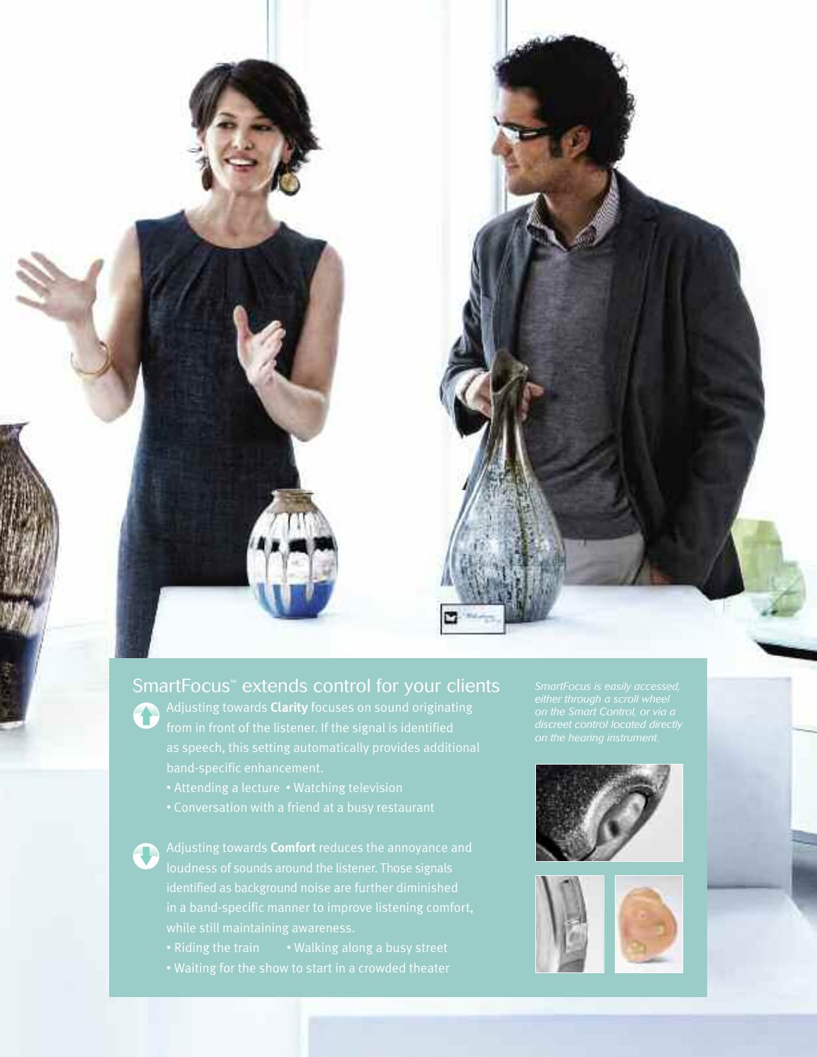## SmartFocus™ extends control for your clients

Adjusting towards **Clarity** focuses on sound originating from in front of the listener. If the signal is identified as speech, this setting automatically provides additional band-specific enhancement.

- Attending a lecture
- Watching television
- Conversation with a friend at a busy restaurant

Adjusting towards **Comfort** reduces the annoyance and loudness of sounds around the listener. Those signals identified as background noise are further diminished in a band-specific manner to improve listening comfort, while still maintaining awareness.

- Riding the train
- Walking along a busy street
- Waiting for the show to start in a crowded theater

*SmartFocus is easily accessed, either through a scroll wheel on the Smart Control, or via a discreet control located directly on the hearing instrument.*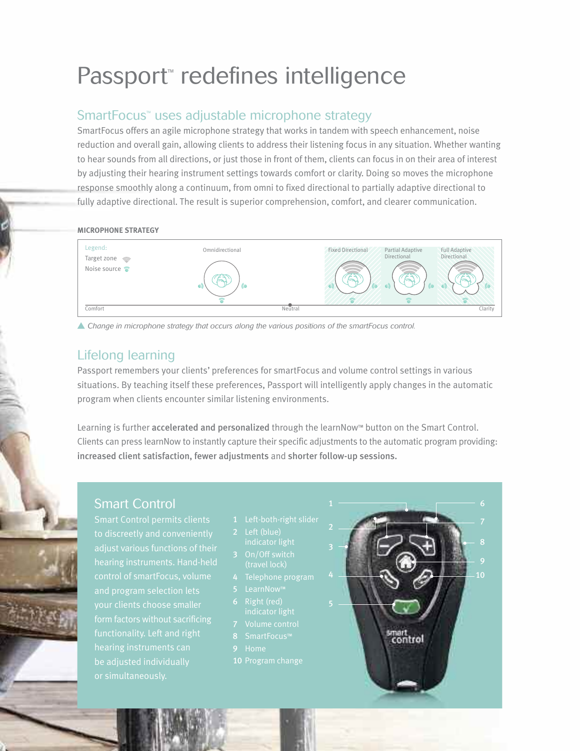# Passport™ redefines intelligence

## SmartFocus™ uses adjustable microphone strategy

SmartFocus offers an agile microphone strategy that works in tandem with speech enhancement, noise reduction and overall gain, allowing clients to address their listening focus in any situation. Whether wanting to hear sounds from all directions, or just those in front of them, clients can focus in on their area of interest by adjusting their hearing instrument settings towards comfort or clarity. Doing so moves the microphone response smoothly along a continuum, from omni to fixed directional to partially adaptive directional to fully adaptive directional. The result is superior comprehension, comfort, and clearer communication.

**MICROPHONE STRATEGY**

Legend:
Target zone
Noise source

Omnidirectional — Fixed Directional — Partial Adaptive Directional — Full Adaptive Directional

Comfort — Neutral — Clarity

▲ *Change in microphone strategy that occurs along the various positions of the smartFocus control.*

## Lifelong learning

Passport remembers your clients' preferences for smartFocus and volume control settings in various situations. By teaching itself these preferences, Passport will intelligently apply changes in the automatic program when clients encounter similar listening environments.

Learning is further **accelerated and personalized** through the learnNow™ button on the Smart Control. Clients can press learnNow to instantly capture their specific adjustments to the automatic program providing: **increased client satisfaction, fewer adjustments** and **shorter follow-up sessions.**

## Smart Control

Smart Control permits clients to discreetly and conveniently adjust various functions of their hearing instruments. Hand-held control of smartFocus, volume and program selection lets your clients choose smaller form factors without sacrificing functionality. Left and right hearing instruments can be adjusted individually or simultaneously.

1. Left-both-right slider
2. Left (blue) indicator light
3. On/Off switch (travel lock)
4. Telephone program
5. LearnNow™
6. Right (red) indicator light
7. Volume control
8. SmartFocus™
9. Home
10. Program change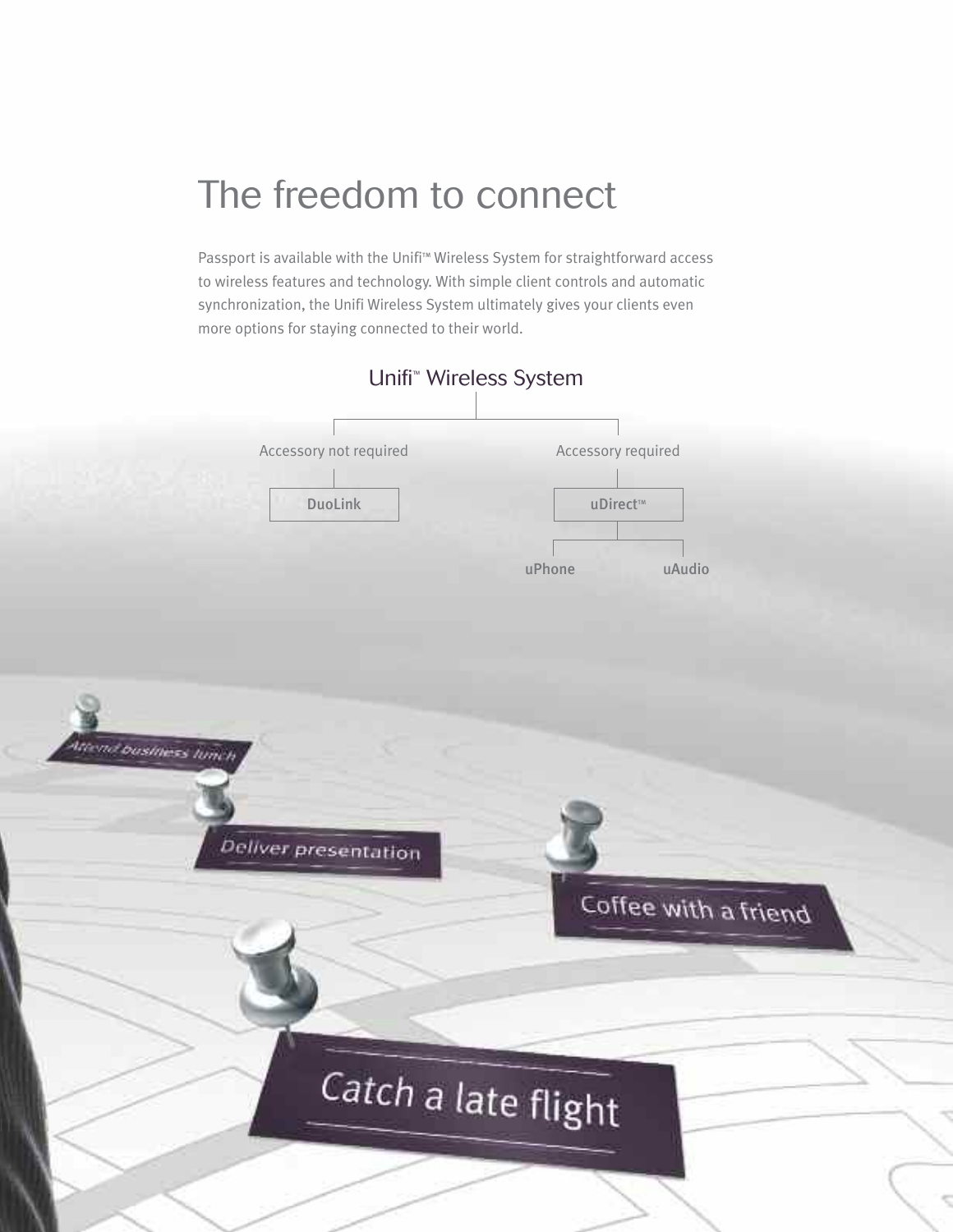# The freedom to connect

Passport is available with the Unifi™ Wireless System for straightforward access to wireless features and technology. With simple client controls and automatic synchronization, the Unifi Wireless System ultimately gives your clients even more options for staying connected to their world.

**Unifi™ Wireless System**

- Accessory not required
  - DuoLink
- Accessory required
  - uDirect™
    - uPhone
    - uAudio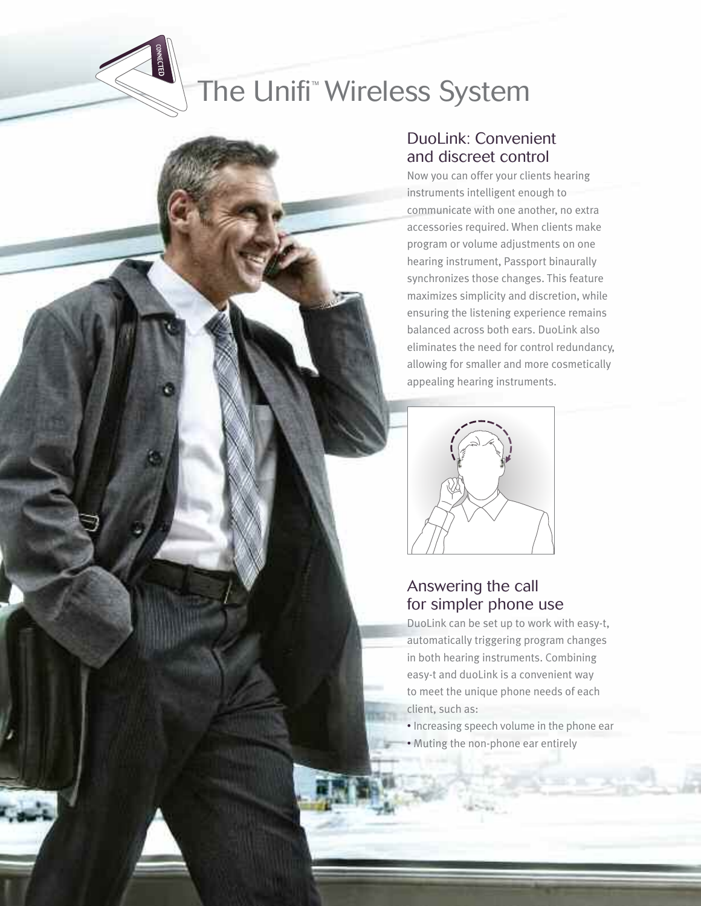# The Unifi™ Wireless System

## DuoLink: Convenient and discreet control

Now you can offer your clients hearing instruments intelligent enough to communicate with one another, no extra accessories required. When clients make program or volume adjustments on one hearing instrument, Passport binaurally synchronizes those changes. This feature maximizes simplicity and discretion, while ensuring the listening experience remains balanced across both ears. DuoLink also eliminates the need for control redundancy, allowing for smaller and more cosmetically appealing hearing instruments.

## Answering the call for simpler phone use

DuoLink can be set up to work with easy-t, automatically triggering program changes in both hearing instruments. Combining easy-t and duoLink is a convenient way to meet the unique phone needs of each client, such as:

- Increasing speech volume in the phone ear
- Muting the non-phone ear entirely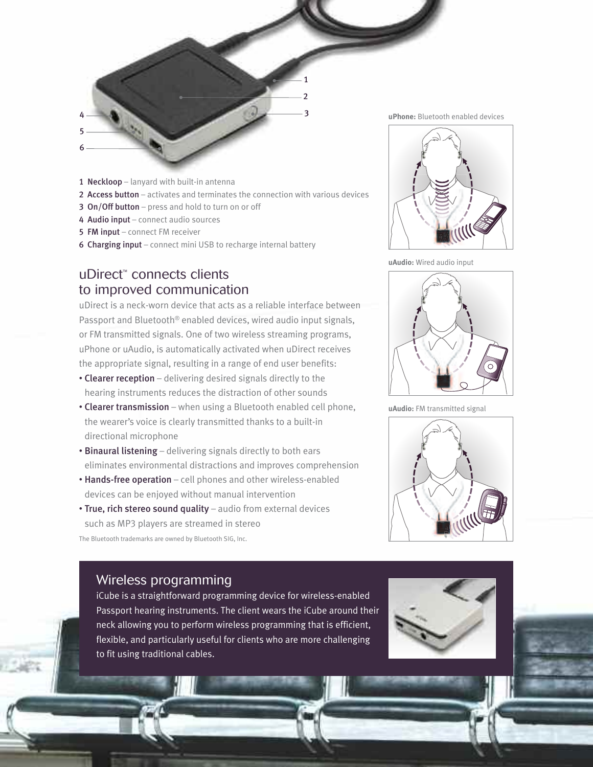1 **Neckloop** – lanyard with built-in antenna
2 **Access button** – activates and terminates the connection with various devices
3 **On/Off button** – press and hold to turn on or off
4 **Audio input** – connect audio sources
5 **FM input** – connect FM receiver
6 **Charging input** – connect mini USB to recharge internal battery

## uDirect™ connects clients to improved communication

uDirect is a neck-worn device that acts as a reliable interface between Passport and Bluetooth® enabled devices, wired audio input signals, or FM transmitted signals. One of two wireless streaming programs, uPhone or uAudio, is automatically activated when uDirect receives the appropriate signal, resulting in a range of end user benefits:

- **Clearer reception** – delivering desired signals directly to the hearing instruments reduces the distraction of other sounds
- **Clearer transmission** – when using a Bluetooth enabled cell phone, the wearer's voice is clearly transmitted thanks to a built-in directional microphone
- **Binaural listening** – delivering signals directly to both ears eliminates environmental distractions and improves comprehension
- **Hands-free operation** – cell phones and other wireless-enabled devices can be enjoyed without manual intervention
- **True, rich stereo sound quality** – audio from external devices such as MP3 players are streamed in stereo

The Bluetooth trademarks are owned by Bluetooth SIG, Inc.

**uPhone:** Bluetooth enabled devices

**uAudio:** Wired audio input

**uAudio:** FM transmitted signal

## Wireless programming

iCube is a straightforward programming device for wireless-enabled Passport hearing instruments. The client wears the iCube around their neck allowing you to perform wireless programming that is efficient, flexible, and particularly useful for clients who are more challenging to fit using traditional cables.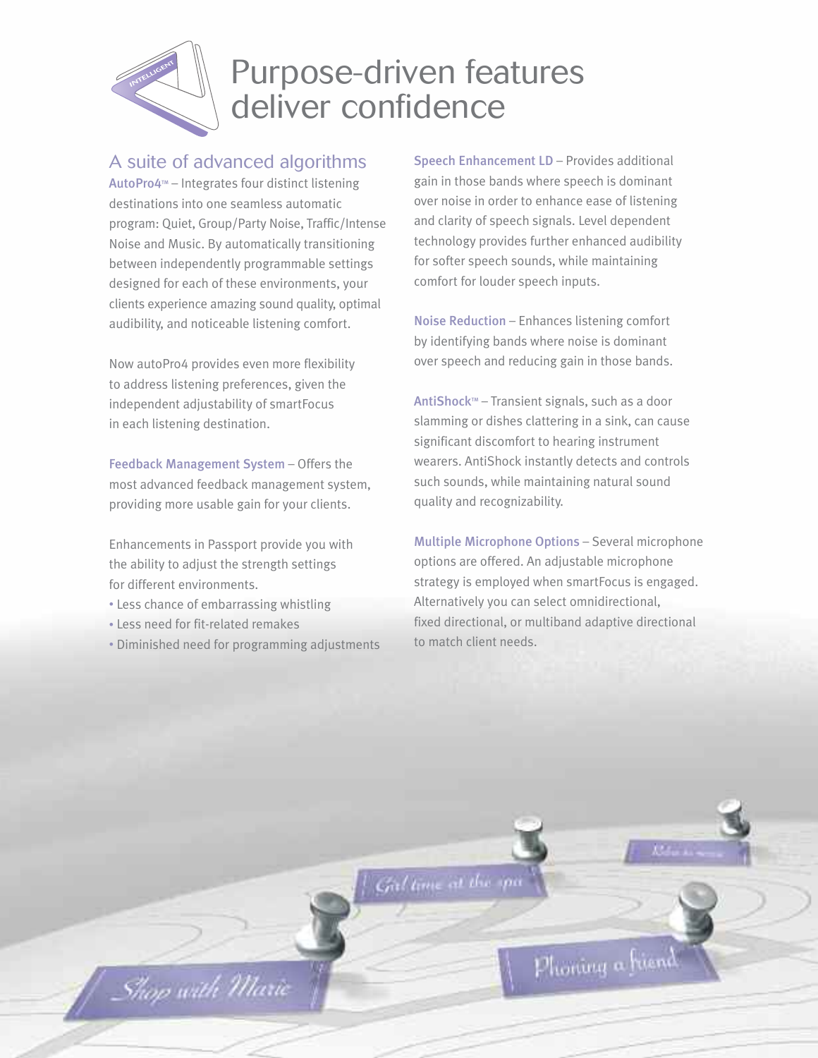# Purpose-driven features deliver confidence

## A suite of advanced algorithms

AutoPro4™ – Integrates four distinct listening destinations into one seamless automatic program: Quiet, Group/Party Noise, Traffic/Intense Noise and Music. By automatically transitioning between independently programmable settings designed for each of these environments, your clients experience amazing sound quality, optimal audibility, and noticeable listening comfort.

Now autoPro4 provides even more flexibility to address listening preferences, given the independent adjustability of smartFocus in each listening destination.

Feedback Management System – Offers the most advanced feedback management system, providing more usable gain for your clients.

Enhancements in Passport provide you with the ability to adjust the strength settings for different environments.

- Less chance of embarrassing whistling
- Less need for fit-related remakes
- Diminished need for programming adjustments

Speech Enhancement LD – Provides additional gain in those bands where speech is dominant over noise in order to enhance ease of listening and clarity of speech signals. Level dependent technology provides further enhanced audibility for softer speech sounds, while maintaining comfort for louder speech inputs.

Noise Reduction – Enhances listening comfort by identifying bands where noise is dominant over speech and reducing gain in those bands.

AntiShock™ – Transient signals, such as a door slamming or dishes clattering in a sink, can cause significant discomfort to hearing instrument wearers. AntiShock instantly detects and controls such sounds, while maintaining natural sound quality and recognizability.

Multiple Microphone Options – Several microphone options are offered. An adjustable microphone strategy is employed when smartFocus is engaged. Alternatively you can select omnidirectional, fixed directional, or multiband adaptive directional to match client needs.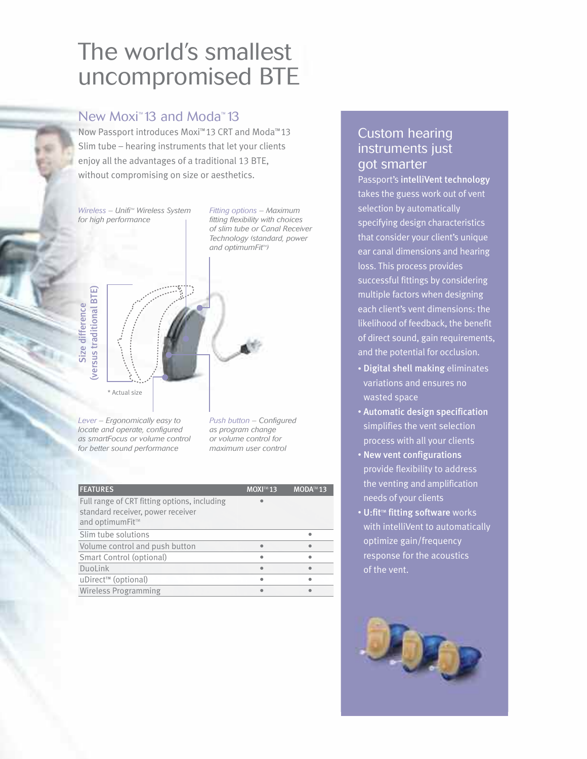# The world's smallest uncompromised BTE

## New Moxi™ 13 and Moda™ 13

Now Passport introduces Moxi™ 13 CRT and Moda™ 13 Slim tube – hearing instruments that let your clients enjoy all the advantages of a traditional 13 BTE, without compromising on size or aesthetics.

*Wireless – Unifi™ Wireless System for high performance*

*Fitting options – Maximum fitting flexibility with choices of slim tube or Canal Receiver Technology (standard, power and optimumFit™)*

Size difference (versus traditional BTE)

* Actual size

*Lever – Ergonomically easy to locate and operate, configured as smartFocus or volume control for better sound performance*

*Push button – Configured as program change or volume control for maximum user control*

| FEATURES | MOXI™ 13 | MODA™ 13 |
|---|---|---|
| Full range of CRT fitting options, including standard receiver, power receiver and optimumFit™ | • | |
| Slim tube solutions | | • |
| Volume control and push button | • | • |
| Smart Control (optional) | • | • |
| DuoLink | • | • |
| uDirect™ (optional) | • | • |
| Wireless Programming | • | • |

## Custom hearing instruments just got smarter

Passport's **intelliVent technology** takes the guess work out of vent selection by automatically specifying design characteristics that consider your client's unique ear canal dimensions and hearing loss. This process provides successful fittings by considering multiple factors when designing each client's vent dimensions: the likelihood of feedback, the benefit of direct sound, gain requirements, and the potential for occlusion.

- **Digital shell making** eliminates variations and ensures no wasted space
- **Automatic design specification** simplifies the vent selection process with all your clients
- **New vent configurations** provide flexibility to address the venting and amplification needs of your clients
- **U:fit™ fitting software** works with intelliVent to automatically optimize gain/frequency response for the acoustics of the vent.